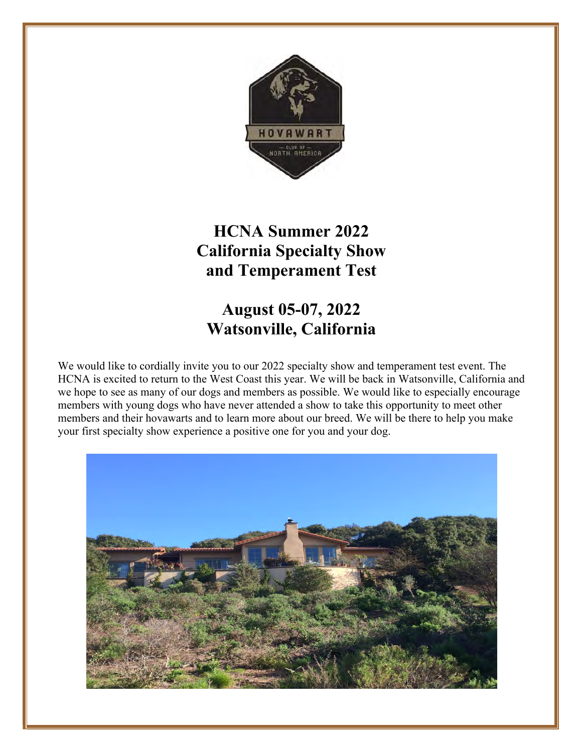# HCNA Summer 2022 California Specialty Show and Temperament Test

## August 05-07, 2022 Watsonville, California

We would like to cordially invite you to our 2022 specialty show and temperament test event. The HCNA is excited to return to the West Coast this year. We will be back in Watsonville, California and we hope to see as many of our dogs and members as possible. We would like to especially encourage members with young dogs who have never attended a show to take this opportunity to meet other members and their hovawarts and to learn more about our breed. We will be there to help you make your first specialty show experience a positive one for you and your dog.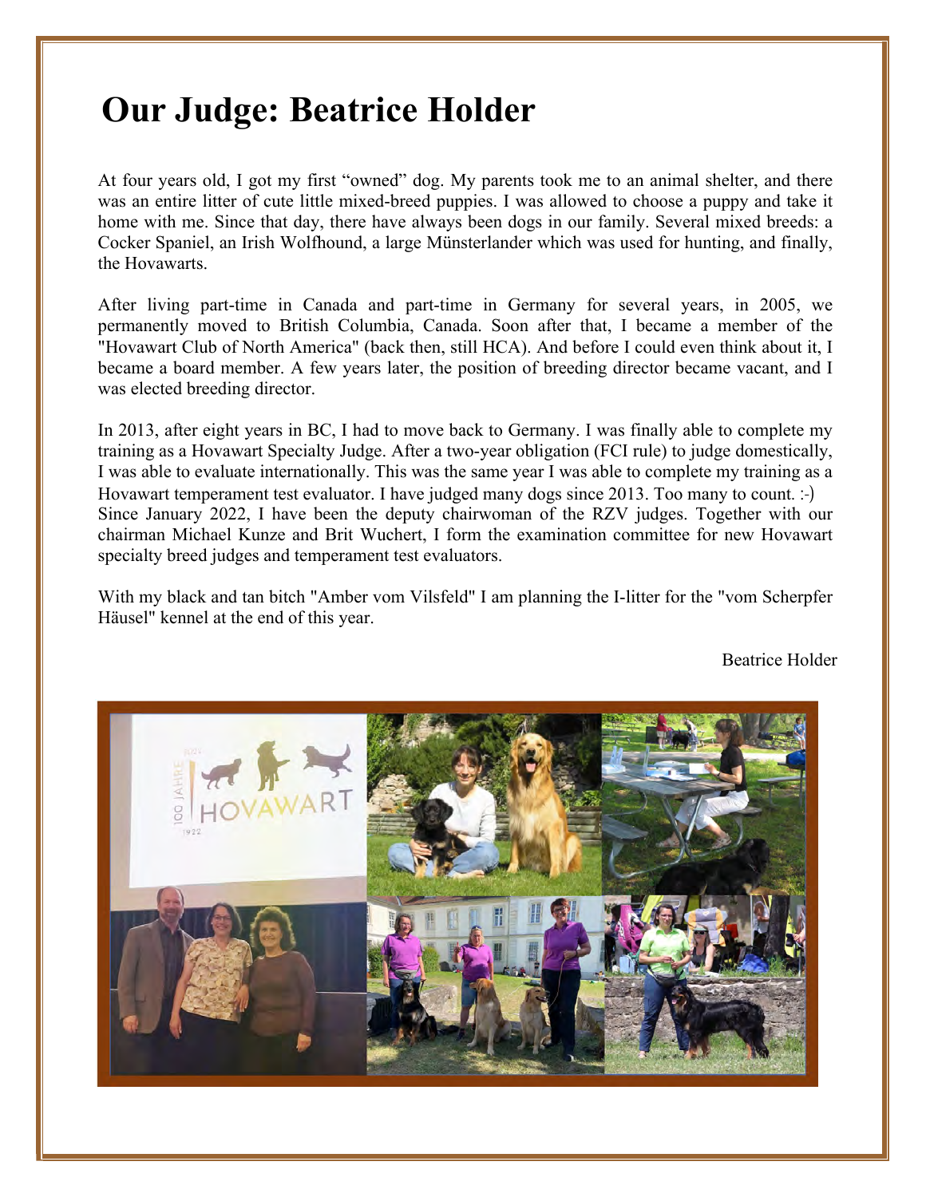# Our Judge: Beatrice Holder

At four years old, I got my first “owned” dog. My parents took me to an animal shelter, and there was an entire litter of cute little mixed-breed puppies. I was allowed to choose a puppy and take it home with me. Since that day, there have always been dogs in our family. Several mixed breeds: a Cocker Spaniel, an Irish Wolfhound, a large Münsterlander which was used for hunting, and finally, the Hovawarts.

After living part-time in Canada and part-time in Germany for several years, in 2005, we permanently moved to British Columbia, Canada. Soon after that, I became a member of the "Hovawart Club of North America" (back then, still HCA). And before I could even think about it, I became a board member. A few years later, the position of breeding director became vacant, and I was elected breeding director.

In 2013, after eight years in BC, I had to move back to Germany. I was finally able to complete my training as a Hovawart Specialty Judge. After a two-year obligation (FCI rule) to judge domestically, I was able to evaluate internationally. This was the same year I was able to complete my training as a Hovawart temperament test evaluator. I have judged many dogs since 2013. Too many to count. :-) Since January 2022, I have been the deputy chairwoman of the RZV judges. Together with our chairman Michael Kunze and Brit Wuchert, I form the examination committee for new Hovawart specialty breed judges and temperament test evaluators.

With my black and tan bitch "Amber vom Vilsfeld" I am planning the I-litter for the "vom Scherpfer Häusel" kennel at the end of this year.

Beatrice Holder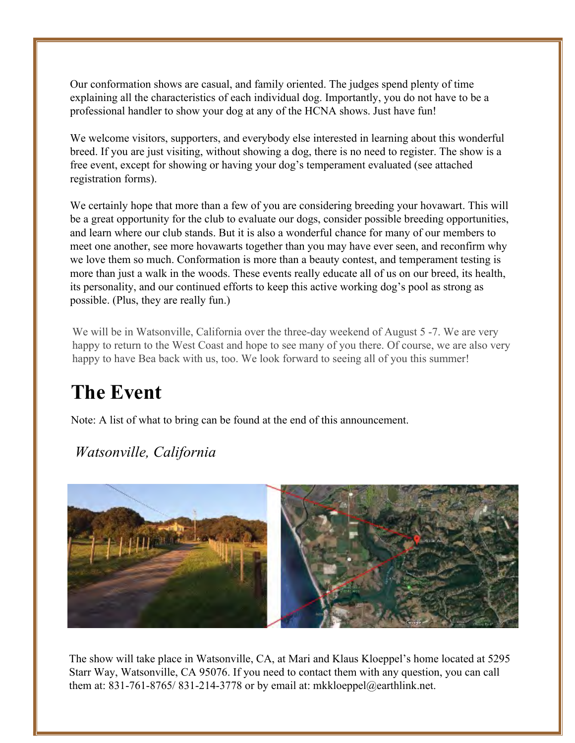Our conformation shows are casual, and family oriented. The judges spend plenty of time explaining all the characteristics of each individual dog. Importantly, you do not have to be a professional handler to show your dog at any of the HCNA shows. Just have fun!

We welcome visitors, supporters, and everybody else interested in learning about this wonderful breed. If you are just visiting, without showing a dog, there is no need to register. The show is a free event, except for showing or having your dog's temperament evaluated (see attached registration forms).

We certainly hope that more than a few of you are considering breeding your hovawart. This will be a great opportunity for the club to evaluate our dogs, consider possible breeding opportunities, and learn where our club stands. But it is also a wonderful chance for many of our members to meet one another, see more hovawarts together than you may have ever seen, and reconfirm why we love them so much. Conformation is more than a beauty contest, and temperament testing is more than just a walk in the woods. These events really educate all of us on our breed, its health, its personality, and our continued efforts to keep this active working dog's pool as strong as possible. (Plus, they are really fun.)

We will be in Watsonville, California over the three-day weekend of August 5 -7. We are very happy to return to the West Coast and hope to see many of you there. Of course, we are also very happy to have Bea back with us, too. We look forward to seeing all of you this summer!

# The Event

Note: A list of what to bring can be found at the end of this announcement.

*Watsonville, California*

The show will take place in Watsonville, CA, at Mari and Klaus Kloeppel's home located at 5295 Starr Way, Watsonville, CA 95076. If you need to contact them with any question, you can call them at: 831-761-8765/ 831-214-3778 or by email at: mkkloeppel@earthlink.net.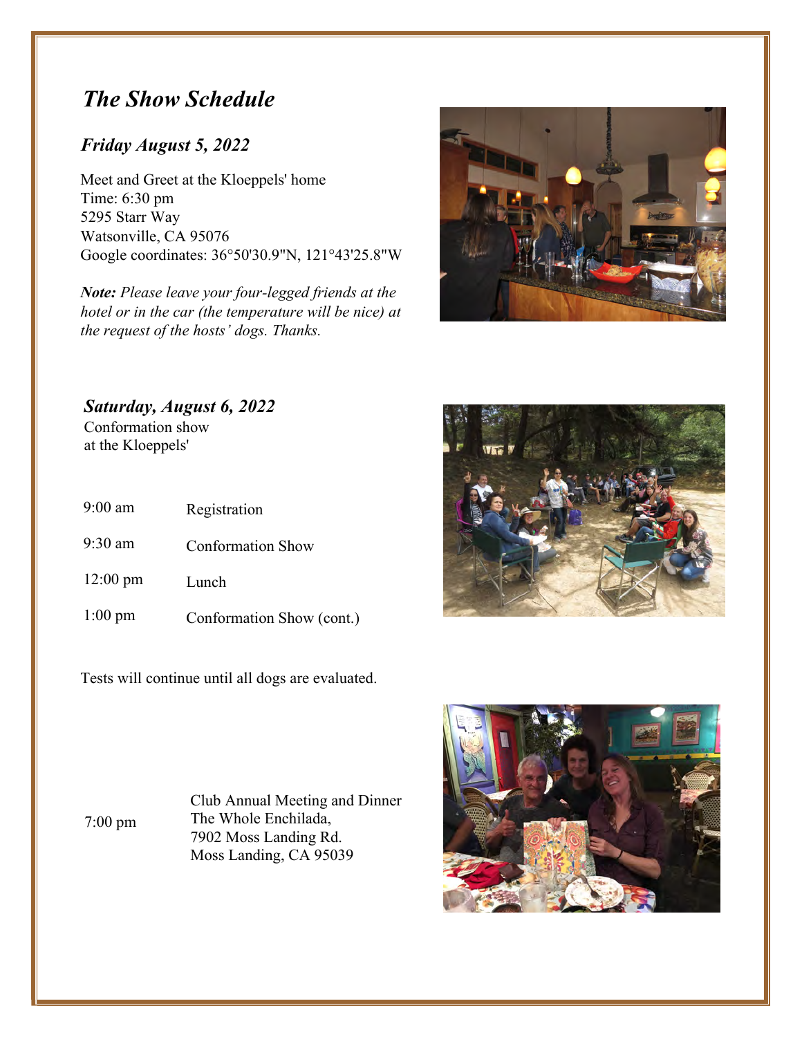# *The Show Schedule*

## *Friday August 5, 2022*

Meet and Greet at the Kloeppels' home
Time: 6:30 pm
5295 Starr Way
Watsonville, CA 95076
Google coordinates: 36°50'30.9"N, 121°43'25.8"W

***Note:*** *Please leave your four-legged friends at the hotel or in the car (the temperature will be nice) at the request of the hosts' dogs. Thanks.*

## *Saturday, August 6, 2022*

Conformation show
at the Kloeppels'

| | |
|---|---|
| 9:00 am | Registration |
| 9:30 am | Conformation Show |
| 12:00 pm | Lunch |
| 1:00 pm | Conformation Show (cont.) |

Tests will continue until all dogs are evaluated.

| | |
|---|---|
| 7:00 pm | Club Annual Meeting and Dinner<br>The Whole Enchilada,<br>7902 Moss Landing Rd.<br>Moss Landing, CA 95039 |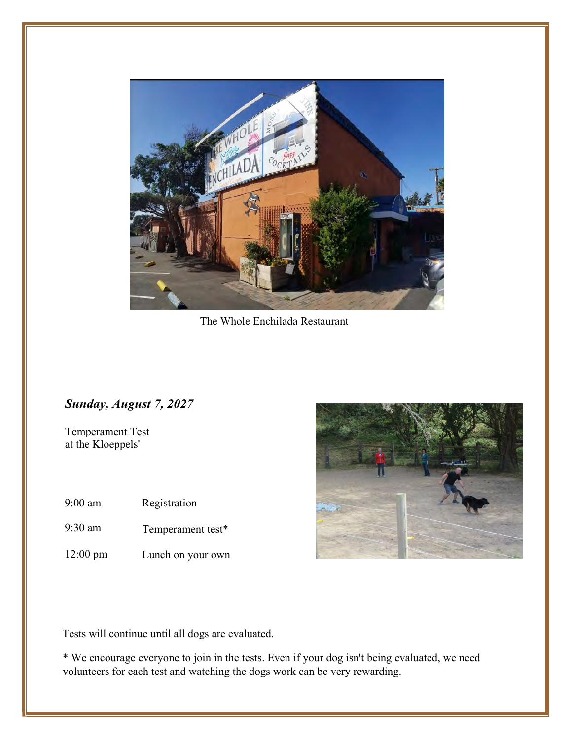The Whole Enchilada Restaurant

***Sunday, August 7, 2027***

Temperament Test
at the Kloeppels'

| | |
|---|---|
| 9:00 am | Registration |
| 9:30 am | Temperament test* |
| 12:00 pm | Lunch on your own |

Tests will continue until all dogs are evaluated.

* We encourage everyone to join in the tests. Even if your dog isn't being evaluated, we need volunteers for each test and watching the dogs work can be very rewarding.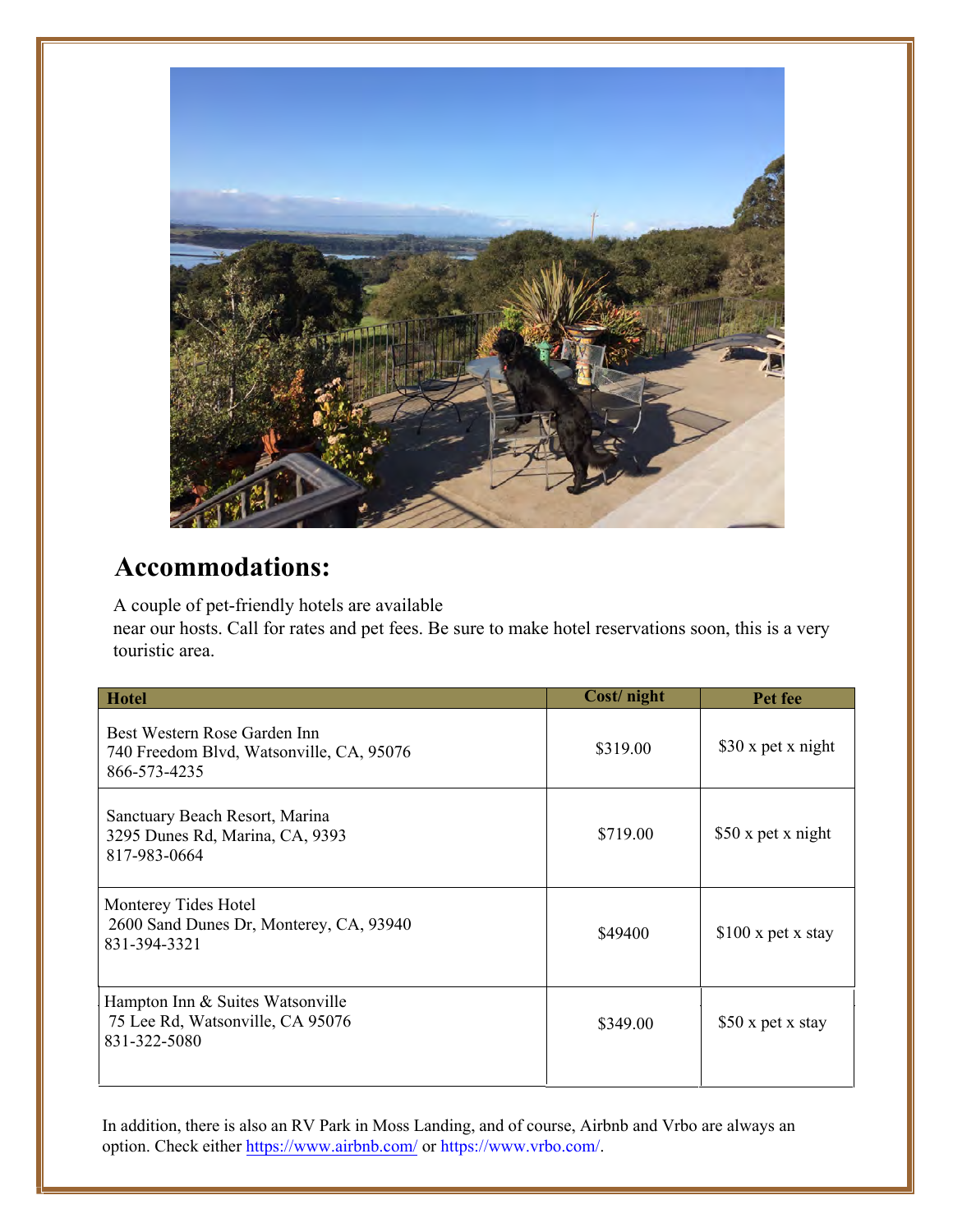## Accommodations:

A couple of pet-friendly hotels are available near our hosts. Call for rates and pet fees. Be sure to make hotel reservations soon, this is a very touristic area.

| Hotel | Cost/ night | Pet fee |
|---|---|---|
| Best Western Rose Garden Inn<br>740 Freedom Blvd, Watsonville, CA, 95076<br>866-573-4235 | $319.00 | $30 x pet x night |
| Sanctuary Beach Resort, Marina<br>3295 Dunes Rd, Marina, CA, 9393<br>817-983-0664 | $719.00 | $50 x pet x night |
| Monterey Tides Hotel<br>2600 Sand Dunes Dr, Monterey, CA, 93940<br>831-394-3321 | $49400 | $100 x pet x stay |
| Hampton Inn & Suites Watsonville<br>75 Lee Rd, Watsonville, CA 95076<br>831-322-5080 | $349.00 | $50 x pet x stay |

In addition, there is also an RV Park in Moss Landing, and of course, Airbnb and Vrbo are always an option. Check either https://www.airbnb.com/ or https://www.vrbo.com/.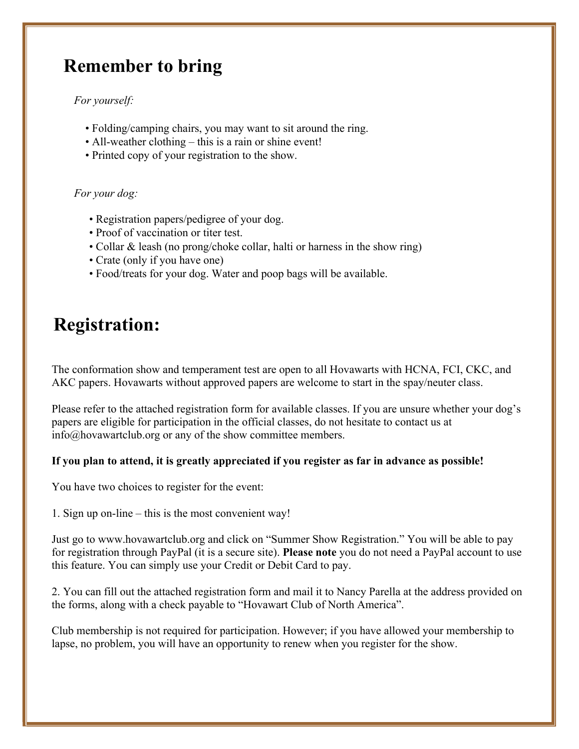## Remember to bring

*For yourself:*

- Folding/camping chairs, you may want to sit around the ring.
- All-weather clothing – this is a rain or shine event!
- Printed copy of your registration to the show.

*For your dog:*

- Registration papers/pedigree of your dog.
- Proof of vaccination or titer test.
- Collar & leash (no prong/choke collar, halti or harness in the show ring)
- Crate (only if you have one)
- Food/treats for your dog. Water and poop bags will be available.

## Registration:

The conformation show and temperament test are open to all Hovawarts with HCNA, FCI, CKC, and AKC papers. Hovawarts without approved papers are welcome to start in the spay/neuter class.

Please refer to the attached registration form for available classes. If you are unsure whether your dog's papers are eligible for participation in the official classes, do not hesitate to contact us at info@hovawartclub.org or any of the show committee members.

**If you plan to attend, it is greatly appreciated if you register as far in advance as possible!**

You have two choices to register for the event:

1. Sign up on-line – this is the most convenient way!

Just go to www.hovawartclub.org and click on "Summer Show Registration." You will be able to pay for registration through PayPal (it is a secure site). **Please note** you do not need a PayPal account to use this feature. You can simply use your Credit or Debit Card to pay.

2. You can fill out the attached registration form and mail it to Nancy Parella at the address provided on the forms, along with a check payable to "Hovawart Club of North America".

Club membership is not required for participation. However; if you have allowed your membership to lapse, no problem, you will have an opportunity to renew when you register for the show.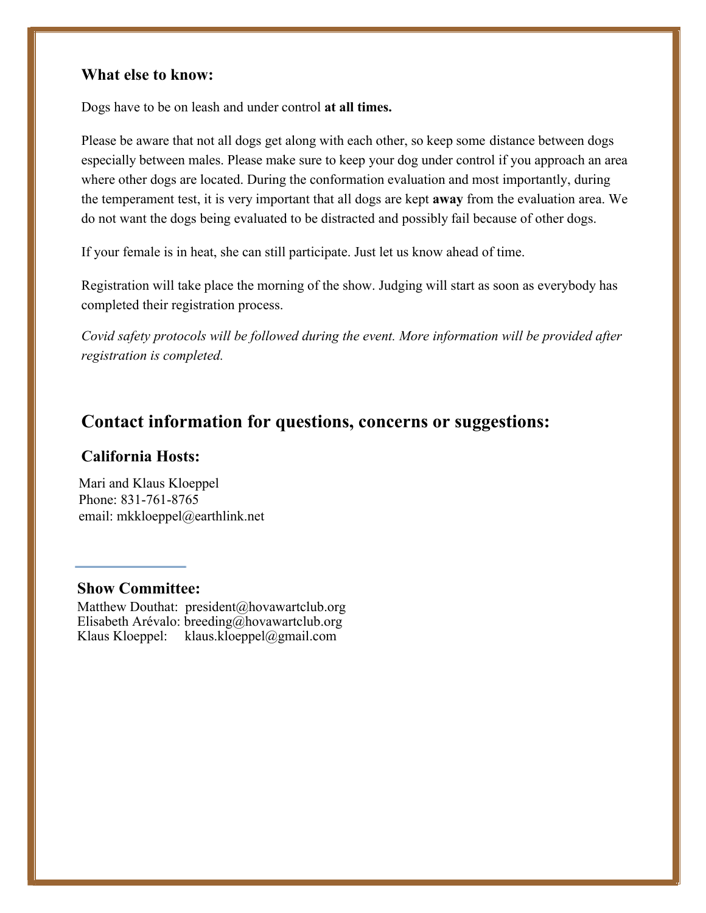### What else to know:

Dogs have to be on leash and under control **at all times.**

Please be aware that not all dogs get along with each other, so keep some distance between dogs especially between males. Please make sure to keep your dog under control if you approach an area where other dogs are located. During the conformation evaluation and most importantly, during the temperament test, it is very important that all dogs are kept **away** from the evaluation area. We do not want the dogs being evaluated to be distracted and possibly fail because of other dogs.

If your female is in heat, she can still participate. Just let us know ahead of time.

Registration will take place the morning of the show. Judging will start as soon as everybody has completed their registration process.

*Covid safety protocols will be followed during the event. More information will be provided after registration is completed.*

## Contact information for questions, concerns or suggestions:

### California Hosts:

Mari and Klaus Kloeppel
Phone: 831-761-8765
email: mkkloeppel@earthlink.net

---

### Show Committee:

Matthew Douthat: president@hovawartclub.org
Elisabeth Arévalo: breeding@hovawartclub.org
Klaus Kloeppel: klaus.kloeppel@gmail.com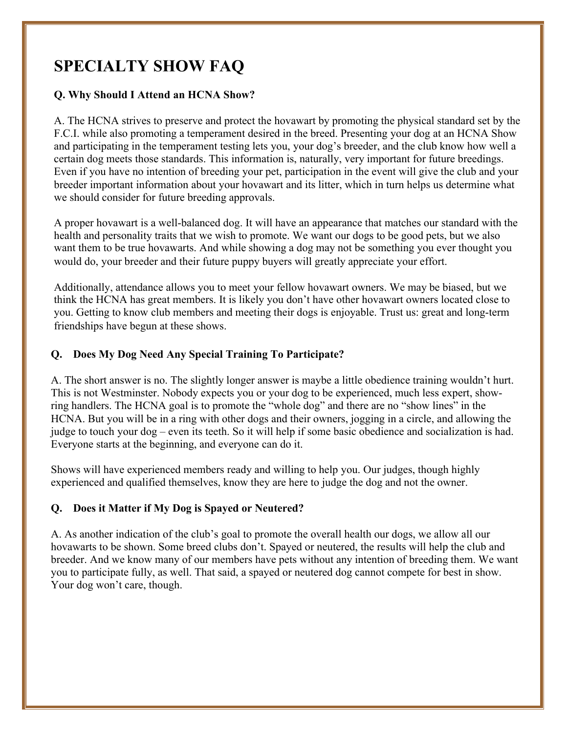# SPECIALTY SHOW FAQ

**Q. Why Should I Attend an HCNA Show?**

A. The HCNA strives to preserve and protect the hovawart by promoting the physical standard set by the F.C.I. while also promoting a temperament desired in the breed. Presenting your dog at an HCNA Show and participating in the temperament testing lets you, your dog's breeder, and the club know how well a certain dog meets those standards. This information is, naturally, very important for future breedings. Even if you have no intention of breeding your pet, participation in the event will give the club and your breeder important information about your hovawart and its litter, which in turn helps us determine what we should consider for future breeding approvals.

A proper hovawart is a well-balanced dog. It will have an appearance that matches our standard with the health and personality traits that we wish to promote. We want our dogs to be good pets, but we also want them to be true hovawarts. And while showing a dog may not be something you ever thought you would do, your breeder and their future puppy buyers will greatly appreciate your effort.

Additionally, attendance allows you to meet your fellow hovawart owners. We may be biased, but we think the HCNA has great members. It is likely you don't have other hovawart owners located close to you. Getting to know club members and meeting their dogs is enjoyable. Trust us: great and long-term friendships have begun at these shows.

**Q. Does My Dog Need Any Special Training To Participate?**

A. The short answer is no. The slightly longer answer is maybe a little obedience training wouldn't hurt. This is not Westminster. Nobody expects you or your dog to be experienced, much less expert, show-ring handlers. The HCNA goal is to promote the "whole dog" and there are no "show lines" in the HCNA. But you will be in a ring with other dogs and their owners, jogging in a circle, and allowing the judge to touch your dog – even its teeth. So it will help if some basic obedience and socialization is had. Everyone starts at the beginning, and everyone can do it.

Shows will have experienced members ready and willing to help you. Our judges, though highly experienced and qualified themselves, know they are here to judge the dog and not the owner.

**Q. Does it Matter if My Dog is Spayed or Neutered?**

A. As another indication of the club's goal to promote the overall health our dogs, we allow all our hovawarts to be shown. Some breed clubs don't. Spayed or neutered, the results will help the club and breeder. And we know many of our members have pets without any intention of breeding them. We want you to participate fully, as well. That said, a spayed or neutered dog cannot compete for best in show. Your dog won't care, though.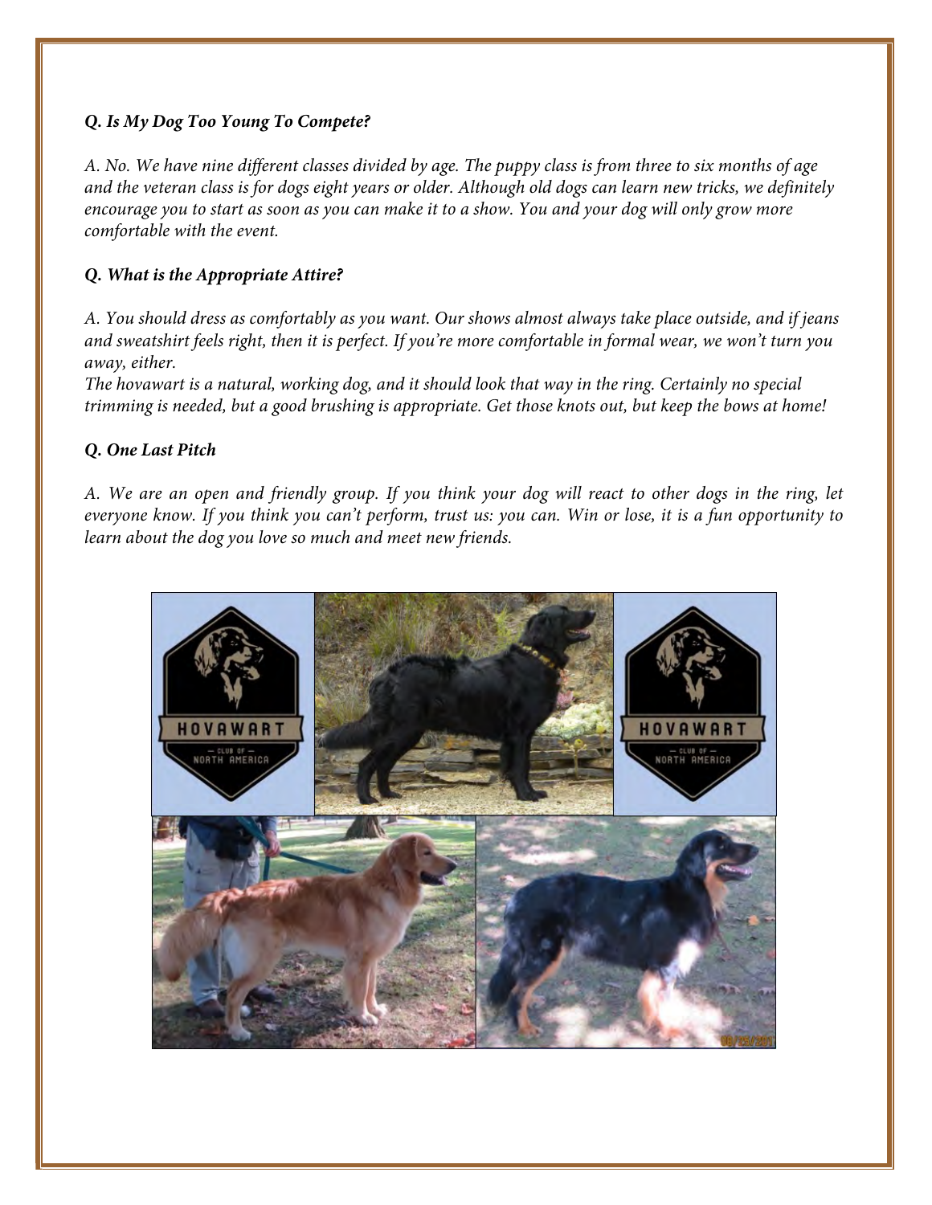***Q. Is My Dog Too Young To Compete?***

*A. No. We have nine different classes divided by age. The puppy class is from three to six months of age and the veteran class is for dogs eight years or older. Although old dogs can learn new tricks, we definitely encourage you to start as soon as you can make it to a show. You and your dog will only grow more comfortable with the event.*

***Q. What is the Appropriate Attire?***

*A. You should dress as comfortably as you want. Our shows almost always take place outside, and if jeans and sweatshirt feels right, then it is perfect. If you're more comfortable in formal wear, we won't turn you away, either.*

*The hovawart is a natural, working dog, and it should look that way in the ring. Certainly no special trimming is needed, but a good brushing is appropriate. Get those knots out, but keep the bows at home!*

***Q. One Last Pitch***

*A. We are an open and friendly group. If you think your dog will react to other dogs in the ring, let everyone know. If you think you can't perform, trust us: you can. Win or lose, it is a fun opportunity to learn about the dog you love so much and meet new friends.*